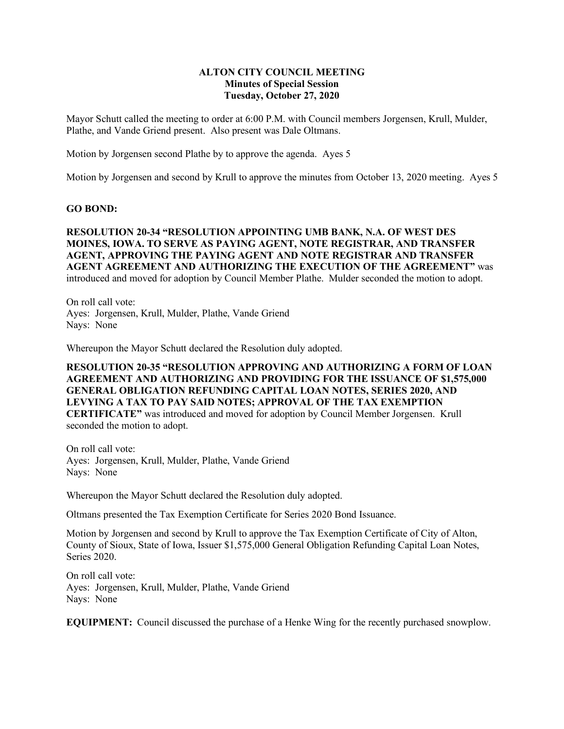**ALTON CITY COUNCIL MEETING**
**Minutes of Special Session**
**Tuesday, October 27, 2020**

Mayor Schutt called the meeting to order at 6:00 P.M. with Council members Jorgensen, Krull, Mulder, Plathe, and Vande Griend present. Also present was Dale Oltmans.

Motion by Jorgensen second Plathe by to approve the agenda. Ayes 5

Motion by Jorgensen and second by Krull to approve the minutes from October 13, 2020 meeting. Ayes 5

**GO BOND:**

**RESOLUTION 20-34 "RESOLUTION APPOINTING UMB BANK, N.A. OF WEST DES MOINES, IOWA. TO SERVE AS PAYING AGENT, NOTE REGISTRAR, AND TRANSFER AGENT, APPROVING THE PAYING AGENT AND NOTE REGISTRAR AND TRANSFER AGENT AGREEMENT AND AUTHORIZING THE EXECUTION OF THE AGREEMENT"** was introduced and moved for adoption by Council Member Plathe. Mulder seconded the motion to adopt.

On roll call vote:
Ayes: Jorgensen, Krull, Mulder, Plathe, Vande Griend
Nays: None

Whereupon the Mayor Schutt declared the Resolution duly adopted.

**RESOLUTION 20-35 "RESOLUTION APPROVING AND AUTHORIZING A FORM OF LOAN AGREEMENT AND AUTHORIZING AND PROVIDING FOR THE ISSUANCE OF $1,575,000 GENERAL OBLIGATION REFUNDING CAPITAL LOAN NOTES, SERIES 2020, AND LEVYING A TAX TO PAY SAID NOTES; APPROVAL OF THE TAX EXEMPTION CERTIFICATE"** was introduced and moved for adoption by Council Member Jorgensen. Krull seconded the motion to adopt.

On roll call vote:
Ayes: Jorgensen, Krull, Mulder, Plathe, Vande Griend
Nays: None

Whereupon the Mayor Schutt declared the Resolution duly adopted.

Oltmans presented the Tax Exemption Certificate for Series 2020 Bond Issuance.

Motion by Jorgensen and second by Krull to approve the Tax Exemption Certificate of City of Alton, County of Sioux, State of Iowa, Issuer $1,575,000 General Obligation Refunding Capital Loan Notes, Series 2020.

On roll call vote:
Ayes: Jorgensen, Krull, Mulder, Plathe, Vande Griend
Nays: None

**EQUIPMENT:** Council discussed the purchase of a Henke Wing for the recently purchased snowplow.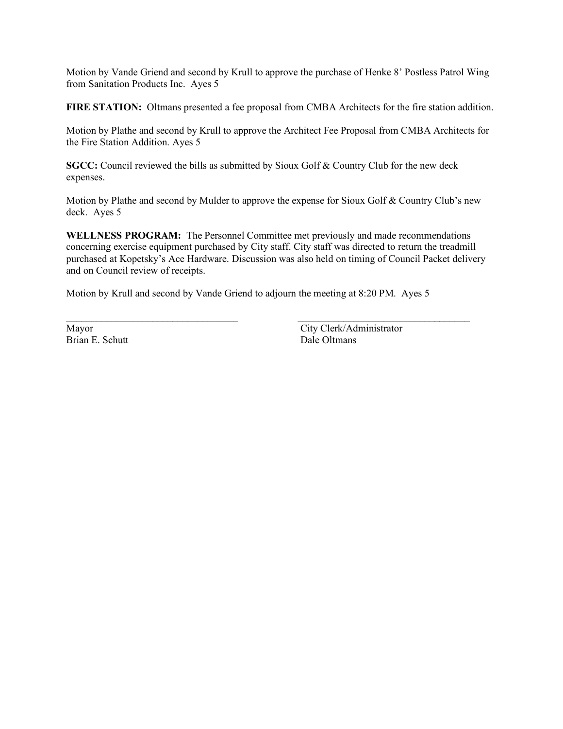Motion by Vande Griend and second by Krull to approve the purchase of Henke 8' Postless Patrol Wing from Sanitation Products Inc. Ayes 5

**FIRE STATION:** Oltmans presented a fee proposal from CMBA Architects for the fire station addition.

Motion by Plathe and second by Krull to approve the Architect Fee Proposal from CMBA Architects for the Fire Station Addition. Ayes 5

**SGCC:** Council reviewed the bills as submitted by Sioux Golf & Country Club for the new deck expenses.

Motion by Plathe and second by Mulder to approve the expense for Sioux Golf & Country Club's new deck. Ayes 5

**WELLNESS PROGRAM:** The Personnel Committee met previously and made recommendations concerning exercise equipment purchased by City staff. City staff was directed to return the treadmill purchased at Kopetsky's Ace Hardware. Discussion was also held on timing of Council Packet delivery and on Council review of receipts.

Motion by Krull and second by Vande Griend to adjourn the meeting at 8:20 PM. Ayes 5

| | |
|---|---|
| ___________________________________ | ___________________________________ |
| Mayor | City Clerk/Administrator |
| Brian E. Schutt | Dale Oltmans |